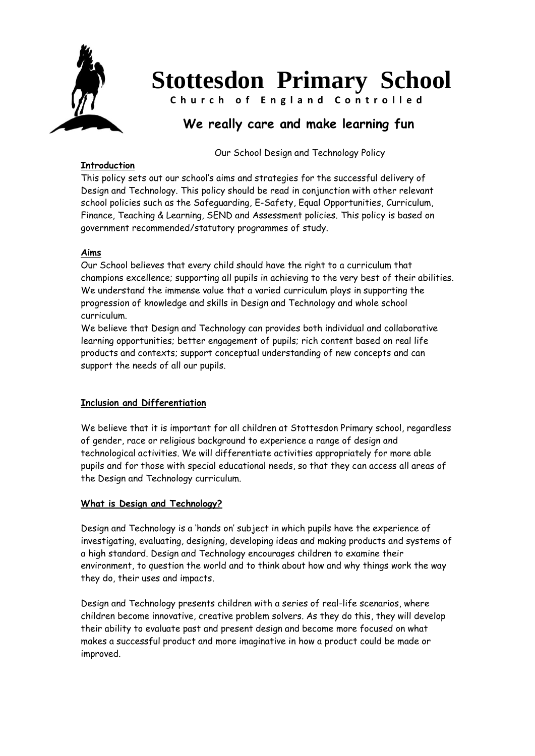# Stottesdon Primary School

**Church of England Controlled**

## We really care and make learning fun

Our School Design and Technology Policy

**Introduction**

This policy sets out our school's aims and strategies for the successful delivery of Design and Technology. This policy should be read in conjunction with other relevant school policies such as the Safeguarding, E-Safety, Equal Opportunities, Curriculum, Finance, Teaching & Learning, SEND and Assessment policies. This policy is based on government recommended/statutory programmes of study.

**Aims**

Our School believes that every child should have the right to a curriculum that champions excellence; supporting all pupils in achieving to the very best of their abilities. We understand the immense value that a varied curriculum plays in supporting the progression of knowledge and skills in Design and Technology and whole school curriculum.

We believe that Design and Technology can provides both individual and collaborative learning opportunities; better engagement of pupils; rich content based on real life products and contexts; support conceptual understanding of new concepts and can support the needs of all our pupils.

**Inclusion and Differentiation**

We believe that it is important for all children at Stottesdon Primary school, regardless of gender, race or religious background to experience a range of design and technological activities. We will differentiate activities appropriately for more able pupils and for those with special educational needs, so that they can access all areas of the Design and Technology curriculum.

**What is Design and Technology?**

Design and Technology is a 'hands on' subject in which pupils have the experience of investigating, evaluating, designing, developing ideas and making products and systems of a high standard. Design and Technology encourages children to examine their environment, to question the world and to think about how and why things work the way they do, their uses and impacts.

Design and Technology presents children with a series of real-life scenarios, where children become innovative, creative problem solvers. As they do this, they will develop their ability to evaluate past and present design and become more focused on what makes a successful product and more imaginative in how a product could be made or improved.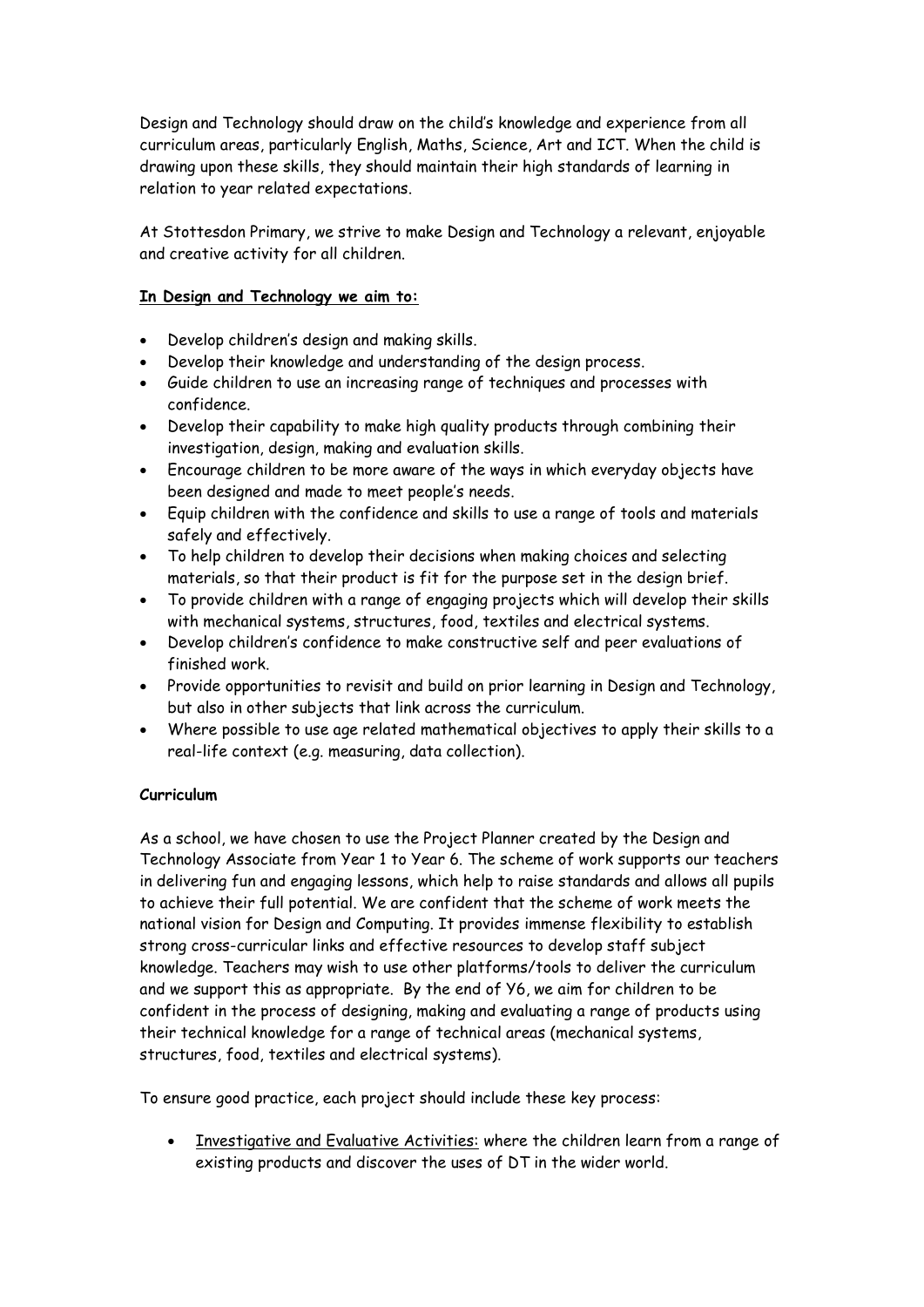Design and Technology should draw on the child's knowledge and experience from all curriculum areas, particularly English, Maths, Science, Art and ICT. When the child is drawing upon these skills, they should maintain their high standards of learning in relation to year related expectations.

At Stottesdon Primary, we strive to make Design and Technology a relevant, enjoyable and creative activity for all children.

**In Design and Technology we aim to:**

- Develop children's design and making skills.
- Develop their knowledge and understanding of the design process.
- Guide children to use an increasing range of techniques and processes with confidence.
- Develop their capability to make high quality products through combining their investigation, design, making and evaluation skills.
- Encourage children to be more aware of the ways in which everyday objects have been designed and made to meet people's needs.
- Equip children with the confidence and skills to use a range of tools and materials safely and effectively.
- To help children to develop their decisions when making choices and selecting materials, so that their product is fit for the purpose set in the design brief.
- To provide children with a range of engaging projects which will develop their skills with mechanical systems, structures, food, textiles and electrical systems.
- Develop children's confidence to make constructive self and peer evaluations of finished work.
- Provide opportunities to revisit and build on prior learning in Design and Technology, but also in other subjects that link across the curriculum.
- Where possible to use age related mathematical objectives to apply their skills to a real-life context (e.g. measuring, data collection).

**Curriculum**

As a school, we have chosen to use the Project Planner created by the Design and Technology Associate from Year 1 to Year 6. The scheme of work supports our teachers in delivering fun and engaging lessons, which help to raise standards and allows all pupils to achieve their full potential. We are confident that the scheme of work meets the national vision for Design and Computing. It provides immense flexibility to establish strong cross-curricular links and effective resources to develop staff subject knowledge. Teachers may wish to use other platforms/tools to deliver the curriculum and we support this as appropriate. By the end of Y6, we aim for children to be confident in the process of designing, making and evaluating a range of products using their technical knowledge for a range of technical areas (mechanical systems, structures, food, textiles and electrical systems).

To ensure good practice, each project should include these key process:

- Investigative and Evaluative Activities: where the children learn from a range of existing products and discover the uses of DT in the wider world.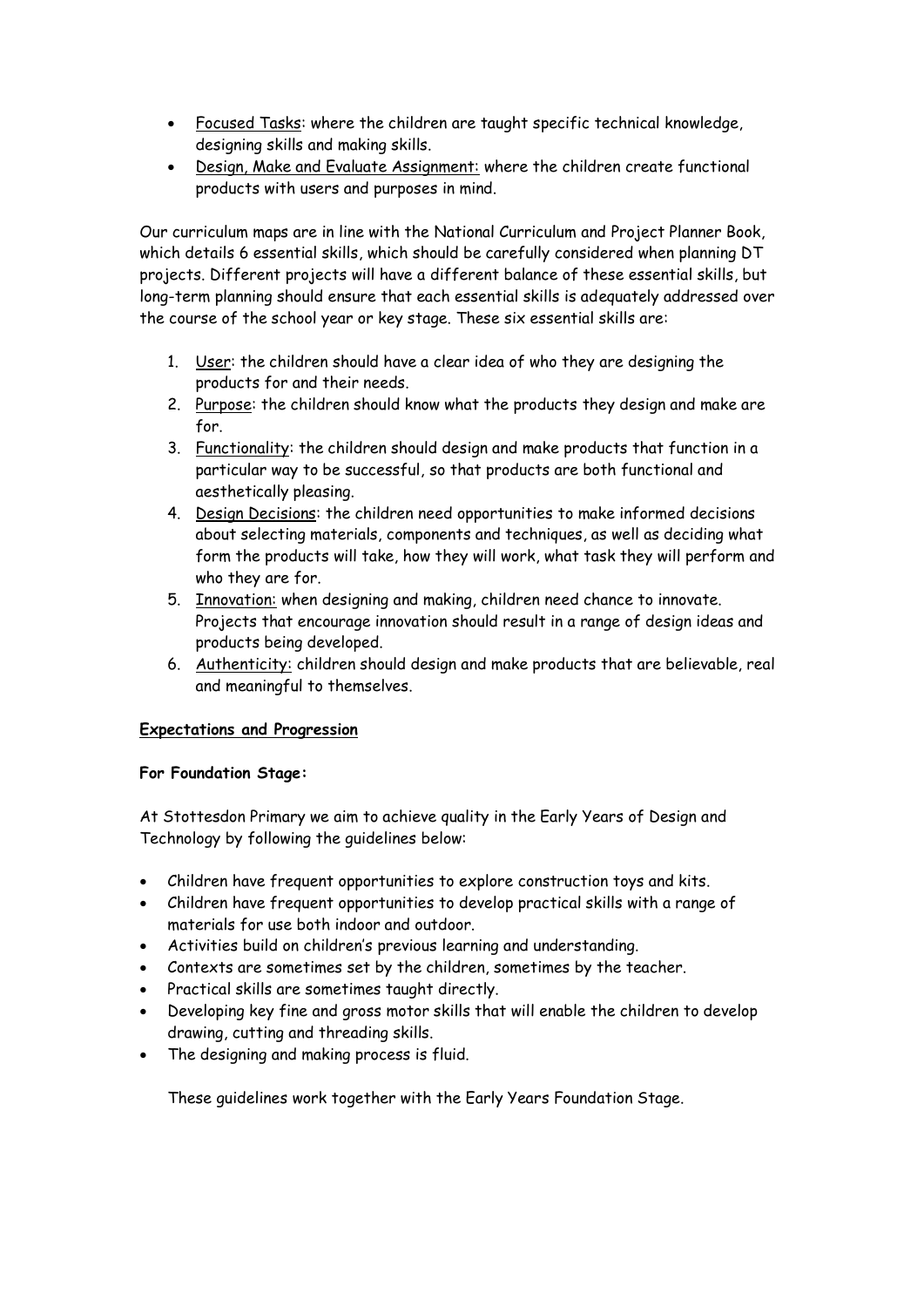- Focused Tasks: where the children are taught specific technical knowledge, designing skills and making skills.
- Design, Make and Evaluate Assignment: where the children create functional products with users and purposes in mind.

Our curriculum maps are in line with the National Curriculum and Project Planner Book, which details 6 essential skills, which should be carefully considered when planning DT projects. Different projects will have a different balance of these essential skills, but long-term planning should ensure that each essential skills is adequately addressed over the course of the school year or key stage. These six essential skills are:

1. User: the children should have a clear idea of who they are designing the products for and their needs.
2. Purpose: the children should know what the products they design and make are for.
3. Functionality: the children should design and make products that function in a particular way to be successful, so that products are both functional and aesthetically pleasing.
4. Design Decisions: the children need opportunities to make informed decisions about selecting materials, components and techniques, as well as deciding what form the products will take, how they will work, what task they will perform and who they are for.
5. Innovation: when designing and making, children need chance to innovate. Projects that encourage innovation should result in a range of design ideas and products being developed.
6. Authenticity: children should design and make products that are believable, real and meaningful to themselves.

**Expectations and Progression**

**For Foundation Stage:**

At Stottesdon Primary we aim to achieve quality in the Early Years of Design and Technology by following the guidelines below:

- Children have frequent opportunities to explore construction toys and kits.
- Children have frequent opportunities to develop practical skills with a range of materials for use both indoor and outdoor.
- Activities build on children's previous learning and understanding.
- Contexts are sometimes set by the children, sometimes by the teacher.
- Practical skills are sometimes taught directly.
- Developing key fine and gross motor skills that will enable the children to develop drawing, cutting and threading skills.
- The designing and making process is fluid.

These guidelines work together with the Early Years Foundation Stage.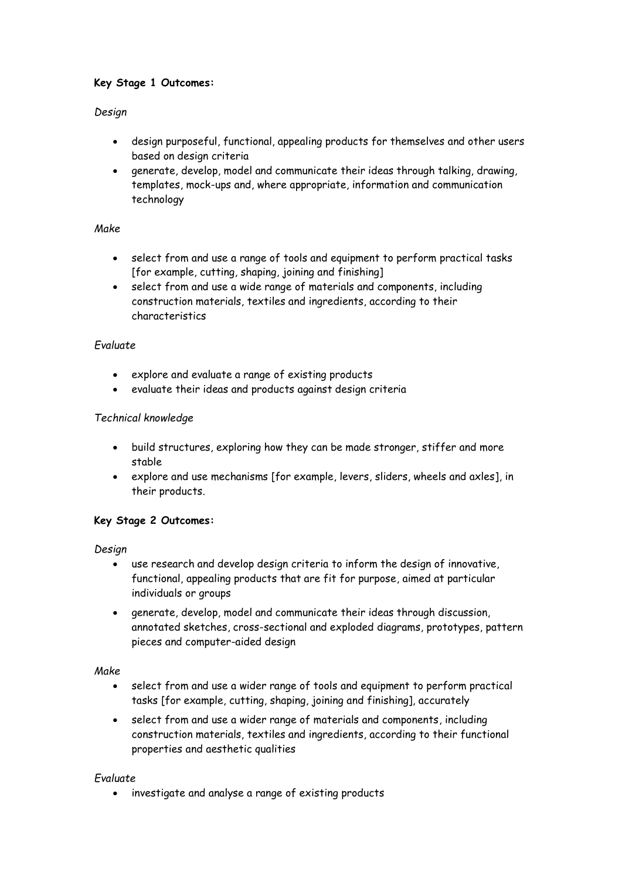**Key Stage 1 Outcomes:**

*Design*

- design purposeful, functional, appealing products for themselves and other users based on design criteria
- generate, develop, model and communicate their ideas through talking, drawing, templates, mock-ups and, where appropriate, information and communication technology

*Make*

- select from and use a range of tools and equipment to perform practical tasks [for example, cutting, shaping, joining and finishing]
- select from and use a wide range of materials and components, including construction materials, textiles and ingredients, according to their characteristics

*Evaluate*

- explore and evaluate a range of existing products
- evaluate their ideas and products against design criteria

*Technical knowledge*

- build structures, exploring how they can be made stronger, stiffer and more stable
- explore and use mechanisms [for example, levers, sliders, wheels and axles], in their products.

**Key Stage 2 Outcomes:**

*Design*

- use research and develop design criteria to inform the design of innovative, functional, appealing products that are fit for purpose, aimed at particular individuals or groups
- generate, develop, model and communicate their ideas through discussion, annotated sketches, cross-sectional and exploded diagrams, prototypes, pattern pieces and computer-aided design

*Make*

- select from and use a wider range of tools and equipment to perform practical tasks [for example, cutting, shaping, joining and finishing], accurately
- select from and use a wider range of materials and components, including construction materials, textiles and ingredients, according to their functional properties and aesthetic qualities

*Evaluate*

- investigate and analyse a range of existing products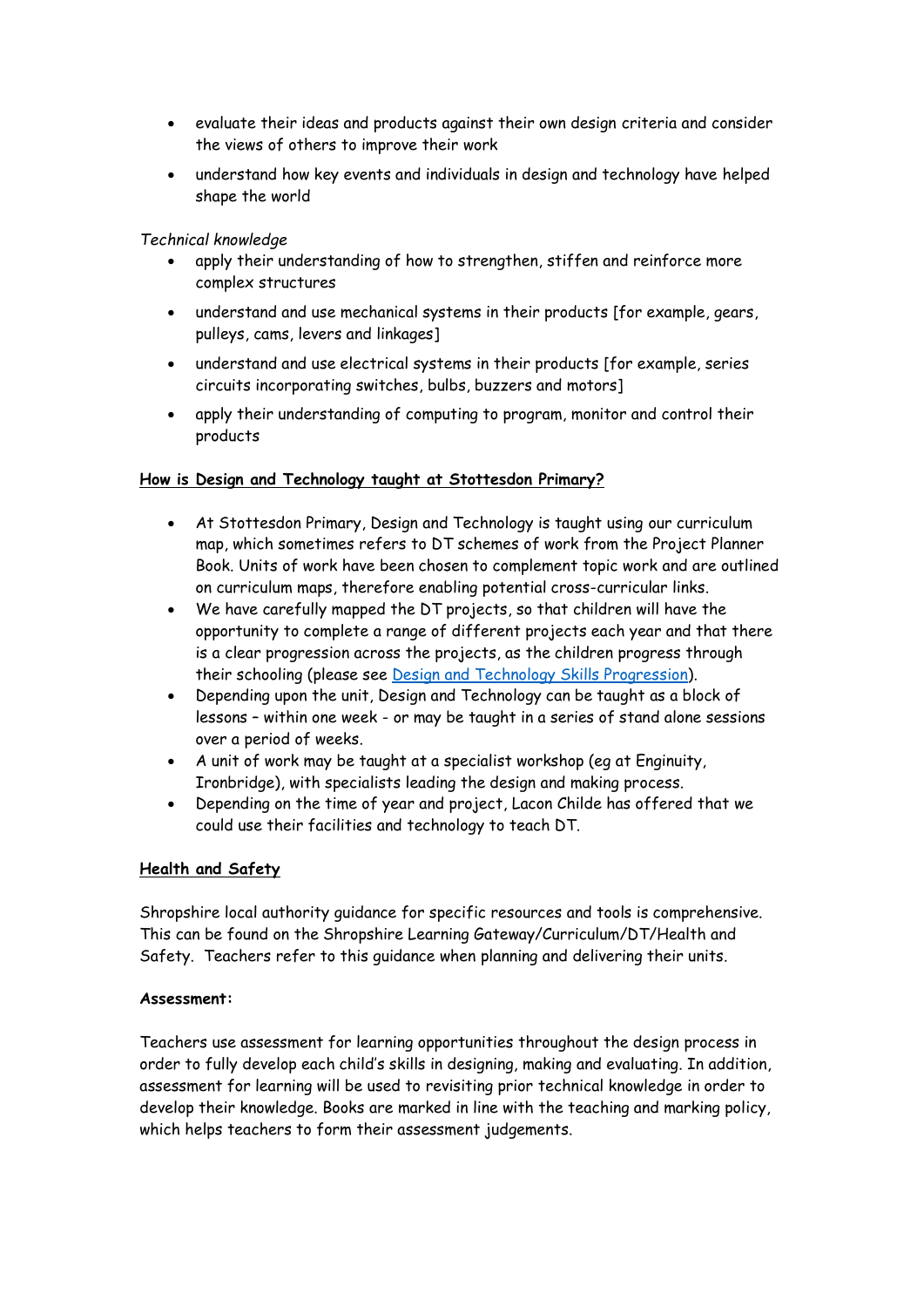- evaluate their ideas and products against their own design criteria and consider the views of others to improve their work
- understand how key events and individuals in design and technology have helped shape the world

*Technical knowledge*

- apply their understanding of how to strengthen, stiffen and reinforce more complex structures
- understand and use mechanical systems in their products [for example, gears, pulleys, cams, levers and linkages]
- understand and use electrical systems in their products [for example, series circuits incorporating switches, bulbs, buzzers and motors]
- apply their understanding of computing to program, monitor and control their products

**How is Design and Technology taught at Stottesdon Primary?**

- At Stottesdon Primary, Design and Technology is taught using our curriculum map, which sometimes refers to DT schemes of work from the Project Planner Book. Units of work have been chosen to complement topic work and are outlined on curriculum maps, therefore enabling potential cross-curricular links.
- We have carefully mapped the DT projects, so that children will have the opportunity to complete a range of different projects each year and that there is a clear progression across the projects, as the children progress through their schooling (please see Design and Technology Skills Progression).
- Depending upon the unit, Design and Technology can be taught as a block of lessons – within one week - or may be taught in a series of stand alone sessions over a period of weeks.
- A unit of work may be taught at a specialist workshop (eg at Enginuity, Ironbridge), with specialists leading the design and making process.
- Depending on the time of year and project, Lacon Childe has offered that we could use their facilities and technology to teach DT.

**Health and Safety**

Shropshire local authority guidance for specific resources and tools is comprehensive. This can be found on the Shropshire Learning Gateway/Curriculum/DT/Health and Safety. Teachers refer to this guidance when planning and delivering their units.

**Assessment:**

Teachers use assessment for learning opportunities throughout the design process in order to fully develop each child's skills in designing, making and evaluating. In addition, assessment for learning will be used to revisiting prior technical knowledge in order to develop their knowledge. Books are marked in line with the teaching and marking policy, which helps teachers to form their assessment judgements.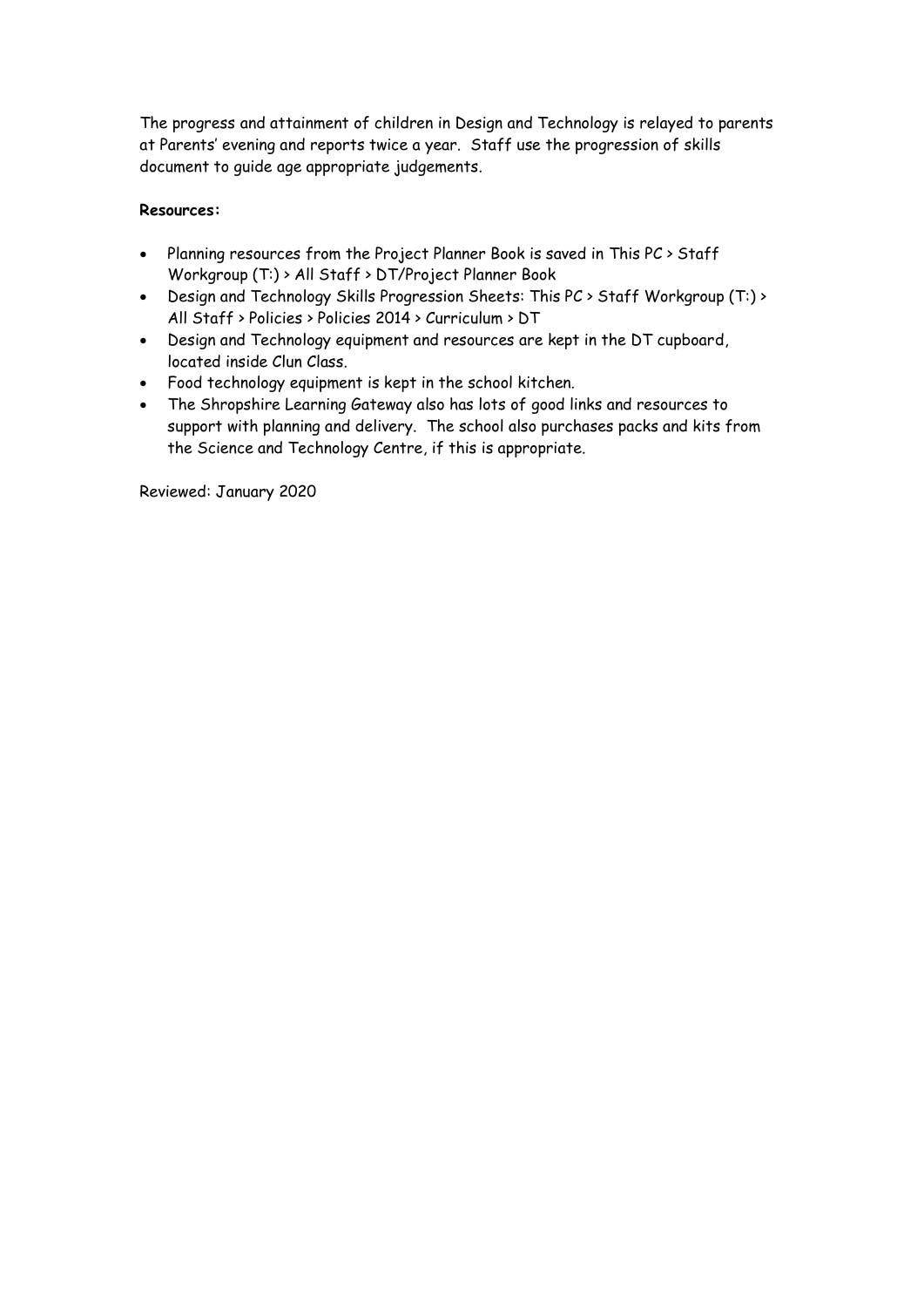The progress and attainment of children in Design and Technology is relayed to parents at Parents' evening and reports twice a year. Staff use the progression of skills document to guide age appropriate judgements.

**Resources:**

- Planning resources from the Project Planner Book is saved in This PC > Staff Workgroup (T:) > All Staff > DT/Project Planner Book
- Design and Technology Skills Progression Sheets: This PC > Staff Workgroup (T:) > All Staff > Policies > Policies 2014 > Curriculum > DT
- Design and Technology equipment and resources are kept in the DT cupboard, located inside Clun Class.
- Food technology equipment is kept in the school kitchen.
- The Shropshire Learning Gateway also has lots of good links and resources to support with planning and delivery. The school also purchases packs and kits from the Science and Technology Centre, if this is appropriate.

Reviewed: January 2020